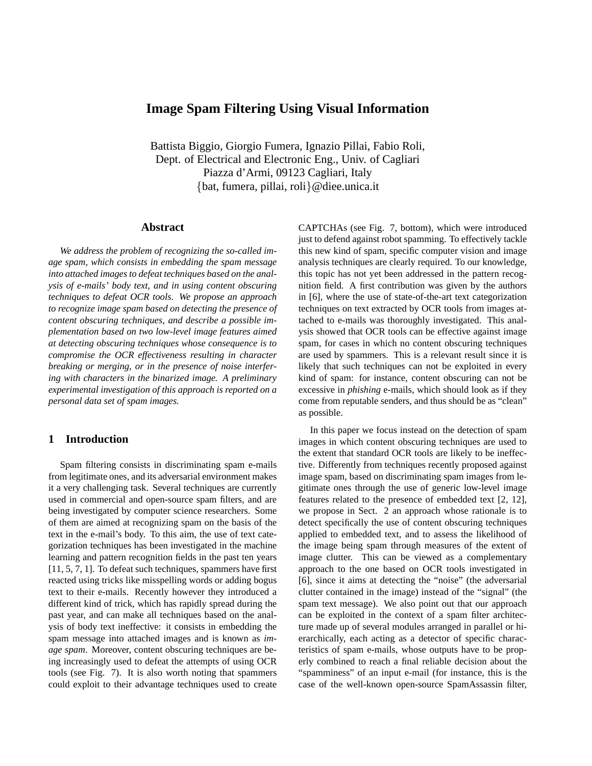# Image Spam Filtering Using Visual Information

Battista Biggio, Giorgio Fumera, Ignazio Pillai, Fabio Roli,
Dept. of Electrical and Electronic Eng., Univ. of Cagliari
Piazza d'Armi, 09123 Cagliari, Italy
{bat, fumera, pillai, roli}@diee.unica.it

## Abstract

*We address the problem of recognizing the so-called image spam, which consists in embedding the spam message into attached images to defeat techniques based on the analysis of e-mails' body text, and in using content obscuring techniques to defeat OCR tools. We propose an approach to recognize image spam based on detecting the presence of content obscuring techniques, and describe a possible implementation based on two low-level image features aimed at detecting obscuring techniques whose consequence is to compromise the OCR effectiveness resulting in character breaking or merging, or in the presence of noise interfering with characters in the binarized image. A preliminary experimental investigation of this approach is reported on a personal data set of spam images.*

## 1 Introduction

Spam filtering consists in discriminating spam e-mails from legitimate ones, and its adversarial environment makes it a very challenging task. Several techniques are currently used in commercial and open-source spam filters, and are being investigated by computer science researchers. Some of them are aimed at recognizing spam on the basis of the text in the e-mail's body. To this aim, the use of text categorization techniques has been investigated in the machine learning and pattern recognition fields in the past ten years [11, 5, 7, 1]. To defeat such techniques, spammers have first reacted using tricks like misspelling words or adding bogus text to their e-mails. Recently however they introduced a different kind of trick, which has rapidly spread during the past year, and can make all techniques based on the analysis of body text ineffective: it consists in embedding the spam message into attached images and is known as *image spam*. Moreover, content obscuring techniques are being increasingly used to defeat the attempts of using OCR tools (see Fig. 7). It is also worth noting that spammers could exploit to their advantage techniques used to create CAPTCHAs (see Fig. 7, bottom), which were introduced just to defend against robot spamming. To effectively tackle this new kind of spam, specific computer vision and image analysis techniques are clearly required. To our knowledge, this topic has not yet been addressed in the pattern recognition field. A first contribution was given by the authors in [6], where the use of state-of-the-art text categorization techniques on text extracted by OCR tools from images attached to e-mails was thoroughly investigated. This analysis showed that OCR tools can be effective against image spam, for cases in which no content obscuring techniques are used by spammers. This is a relevant result since it is likely that such techniques can not be exploited in every kind of spam: for instance, content obscuring can not be excessive in *phishing* e-mails, which should look as if they come from reputable senders, and thus should be as "clean" as possible.

In this paper we focus instead on the detection of spam images in which content obscuring techniques are used to the extent that standard OCR tools are likely to be ineffective. Differently from techniques recently proposed against image spam, based on discriminating spam images from legitimate ones through the use of generic low-level image features related to the presence of embedded text [2, 12], we propose in Sect. 2 an approach whose rationale is to detect specifically the use of content obscuring techniques applied to embedded text, and to assess the likelihood of the image being spam through measures of the extent of image clutter. This can be viewed as a complementary approach to the one based on OCR tools investigated in [6], since it aims at detecting the "noise" (the adversarial clutter contained in the image) instead of the "signal" (the spam text message). We also point out that our approach can be exploited in the context of a spam filter architecture made up of several modules arranged in parallel or hierarchically, each acting as a detector of specific characteristics of spam e-mails, whose outputs have to be properly combined to reach a final reliable decision about the "spamminess" of an input e-mail (for instance, this is the case of the well-known open-source SpamAssassin filter,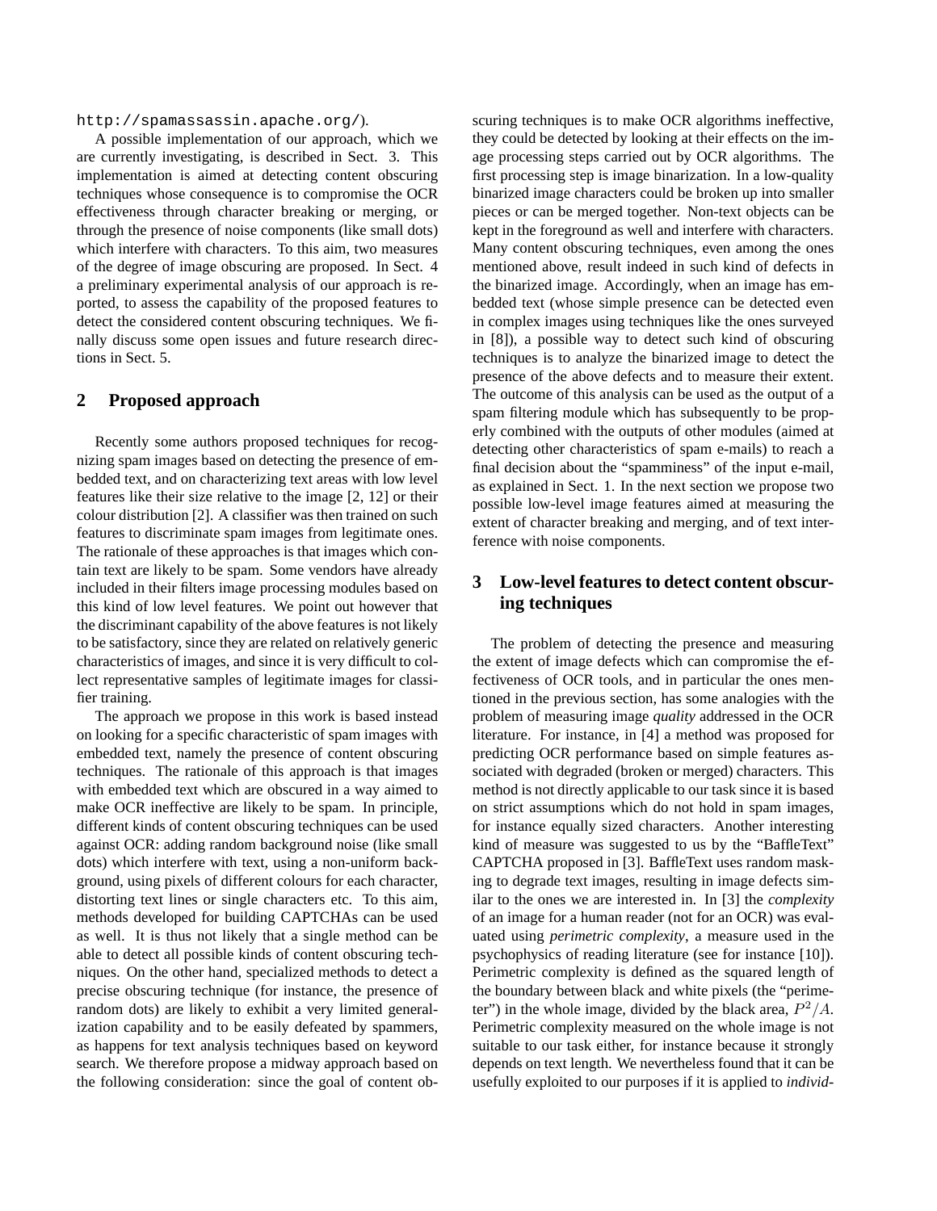http://spamassassin.apache.org/).

A possible implementation of our approach, which we are currently investigating, is described in Sect. 3. This implementation is aimed at detecting content obscuring techniques whose consequence is to compromise the OCR effectiveness through character breaking or merging, or through the presence of noise components (like small dots) which interfere with characters. To this aim, two measures of the degree of image obscuring are proposed. In Sect. 4 a preliminary experimental analysis of our approach is reported, to assess the capability of the proposed features to detect the considered content obscuring techniques. We finally discuss some open issues and future research directions in Sect. 5.

## 2 Proposed approach

Recently some authors proposed techniques for recognizing spam images based on detecting the presence of embedded text, and on characterizing text areas with low level features like their size relative to the image [2, 12] or their colour distribution [2]. A classifier was then trained on such features to discriminate spam images from legitimate ones. The rationale of these approaches is that images which contain text are likely to be spam. Some vendors have already included in their filters image processing modules based on this kind of low level features. We point out however that the discriminant capability of the above features is not likely to be satisfactory, since they are related on relatively generic characteristics of images, and since it is very difficult to collect representative samples of legitimate images for classifier training.

The approach we propose in this work is based instead on looking for a specific characteristic of spam images with embedded text, namely the presence of content obscuring techniques. The rationale of this approach is that images with embedded text which are obscured in a way aimed to make OCR ineffective are likely to be spam. In principle, different kinds of content obscuring techniques can be used against OCR: adding random background noise (like small dots) which interfere with text, using a non-uniform background, using pixels of different colours for each character, distorting text lines or single characters etc. To this aim, methods developed for building CAPTCHAs can be used as well. It is thus not likely that a single method can be able to detect all possible kinds of content obscuring techniques. On the other hand, specialized methods to detect a precise obscuring technique (for instance, the presence of random dots) are likely to exhibit a very limited generalization capability and to be easily defeated by spammers, as happens for text analysis techniques based on keyword search. We therefore propose a midway approach based on the following consideration: since the goal of content obscuring techniques is to make OCR algorithms ineffective, they could be detected by looking at their effects on the image processing steps carried out by OCR algorithms. The first processing step is image binarization. In a low-quality binarized image characters could be broken up into smaller pieces or can be merged together. Non-text objects can be kept in the foreground as well and interfere with characters. Many content obscuring techniques, even among the ones mentioned above, result indeed in such kind of defects in the binarized image. Accordingly, when an image has embedded text (whose simple presence can be detected even in complex images using techniques like the ones surveyed in [8]), a possible way to detect such kind of obscuring techniques is to analyze the binarized image to detect the presence of the above defects and to measure their extent. The outcome of this analysis can be used as the output of a spam filtering module which has subsequently to be properly combined with the outputs of other modules (aimed at detecting other characteristics of spam e-mails) to reach a final decision about the "spamminess" of the input e-mail, as explained in Sect. 1. In the next section we propose two possible low-level image features aimed at measuring the extent of character breaking and merging, and of text interference with noise components.

## 3 Low-level features to detect content obscuring techniques

The problem of detecting the presence and measuring the extent of image defects which can compromise the effectiveness of OCR tools, and in particular the ones mentioned in the previous section, has some analogies with the problem of measuring image *quality* addressed in the OCR literature. For instance, in [4] a method was proposed for predicting OCR performance based on simple features associated with degraded (broken or merged) characters. This method is not directly applicable to our task since it is based on strict assumptions which do not hold in spam images, for instance equally sized characters. Another interesting kind of measure was suggested to us by the "BaffleText" CAPTCHA proposed in [3]. BaffleText uses random masking to degrade text images, resulting in image defects similar to the ones we are interested in. In [3] the *complexity* of an image for a human reader (not for an OCR) was evaluated using *perimetric complexity*, a measure used in the psychophysics of reading literature (see for instance [10]). Perimetric complexity is defined as the squared length of the boundary between black and white pixels (the "perimeter") in the whole image, divided by the black area, $P^2/A$. Perimetric complexity measured on the whole image is not suitable to our task either, for instance because it strongly depends on text length. We nevertheless found that it can be usefully exploited to our purposes if it is applied to *individ-*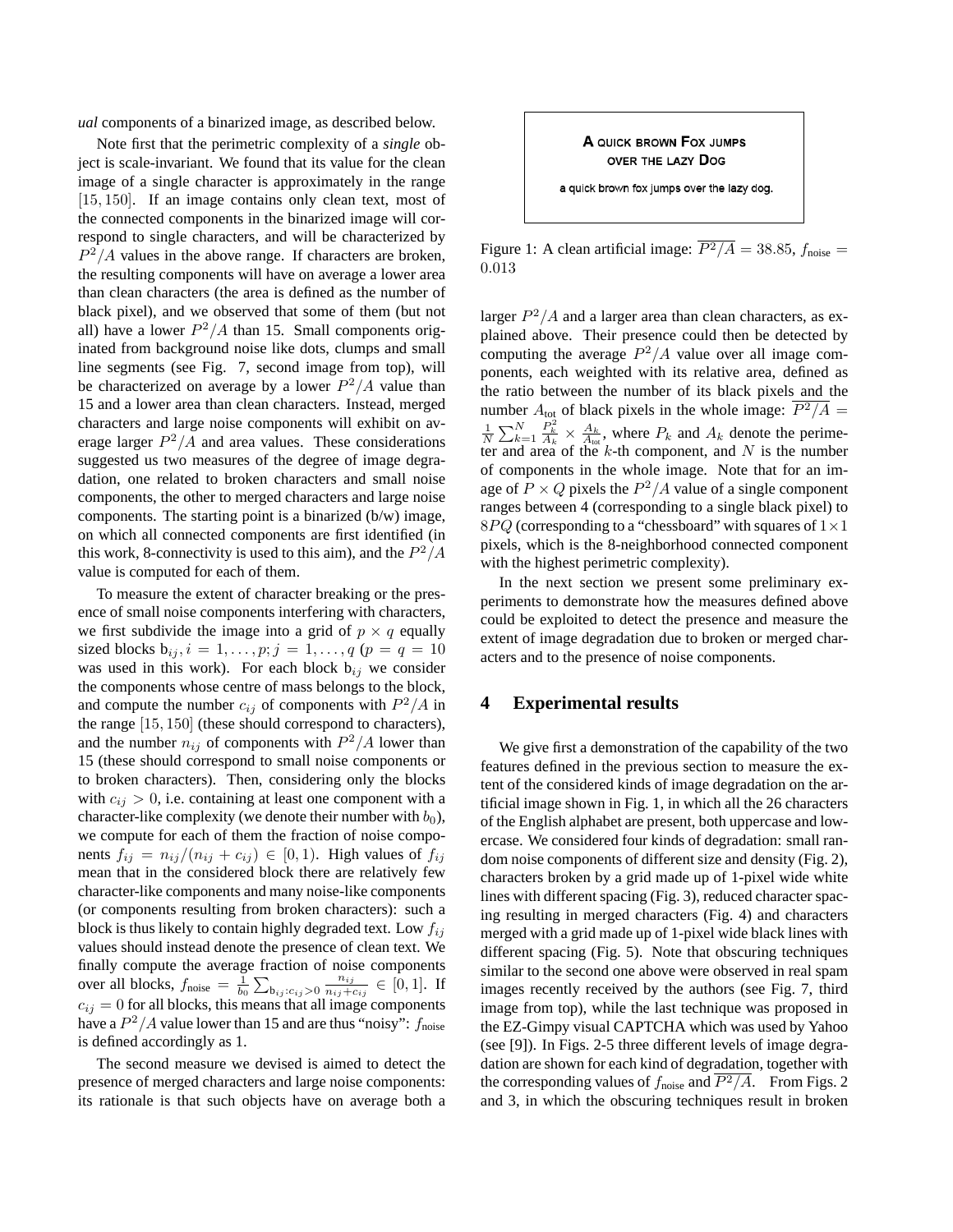*ual* components of a binarized image, as described below.

Note first that the perimetric complexity of a *single* object is scale-invariant. We found that its value for the clean image of a single character is approximately in the range $[15, 150]$. If an image contains only clean text, most of the connected components in the binarized image will correspond to single characters, and will be characterized by $P^2/A$ values in the above range. If characters are broken, the resulting components will have on average a lower area than clean characters (the area is defined as the number of black pixel), and we observed that some of them (but not all) have a lower $P^2/A$ than 15. Small components originated from background noise like dots, clumps and small line segments (see Fig. 7, second image from top), will be characterized on average by a lower $P^2/A$ value than 15 and a lower area than clean characters. Instead, merged characters and large noise components will exhibit on average larger $P^2/A$ and area values. These considerations suggested us two measures of the degree of image degradation, one related to broken characters and small noise components, the other to merged characters and large noise components. The starting point is a binarized (b/w) image, on which all connected components are first identified (in this work, 8-connectivity is used to this aim), and the $P^2/A$ value is computed for each of them.

To measure the extent of character breaking or the presence of small noise components interfering with characters, we first subdivide the image into a grid of $p \times q$ equally sized blocks $\mathrm{b}_{ij}, i = 1, \ldots, p; j = 1, \ldots, q$ ($p = q = 10$ was used in this work). For each block $\mathrm{b}_{ij}$ we consider the components whose centre of mass belongs to the block, and compute the number $c_{ij}$ of components with $P^2/A$ in the range $[15, 150]$ (these should correspond to characters), and the number $n_{ij}$ of components with $P^2/A$ lower than 15 (these should correspond to small noise components or to broken characters). Then, considering only the blocks with $c_{ij} > 0$, i.e. containing at least one component with a character-like complexity (we denote their number with $b_0$), we compute for each of them the fraction of noise components $f_{ij} = n_{ij}/(n_{ij} + c_{ij}) \in [0, 1)$. High values of $f_{ij}$ mean that in the considered block there are relatively few character-like components and many noise-like components (or components resulting from broken characters): such a block is thus likely to contain highly degraded text. Low $f_{ij}$ values should instead denote the presence of clean text. We finally compute the average fraction of noise components over all blocks, $f_{\text{noise}} = \frac{1}{b_0} \sum_{\mathrm{b}_{ij}: c_{ij} > 0} \frac{n_{ij}}{n_{ij} + c_{ij}} \in [0, 1]$. If $c_{ij} = 0$ for all blocks, this means that all image components have a $P^2/A$ value lower than 15 and are thus "noisy": $f_{\text{noise}}$ is defined accordingly as 1.

The second measure we devised is aimed to detect the presence of merged characters and large noise components: its rationale is that such objects have on average both a larger $P^2/A$ and a larger area than clean characters, as explained above. Their presence could then be detected by computing the average $P^2/A$ value over all image components, each weighted with its relative area, defined as the ratio between the number of its black pixels and the number $A_{\text{tot}}$ of black pixels in the whole image: $\overline{P^2/A} = \frac{1}{N} \sum_{k=1}^{N} \frac{P_k^2}{A_k} \times \frac{A_k}{A_{\text{tot}}}$, where $P_k$ and $A_k$ denote the perimeter and area of the $k$-th component, and $N$ is the number of components in the whole image. Note that for an image of $P \times Q$ pixels the $P^2/A$ value of a single component ranges between 4 (corresponding to a single black pixel) to $8PQ$ (corresponding to a "chessboard" with squares of $1 \times 1$ pixels, which is the 8-neighborhood connected component with the highest perimetric complexity).

Figure 1: A clean artificial image: $\overline{P^2/A} = 38.85$, $f_{\text{noise}} = 0.013$

In the next section we present some preliminary experiments to demonstrate how the measures defined above could be exploited to detect the presence and measure the extent of image degradation due to broken or merged characters and to the presence of noise components.

## 4 Experimental results

We give first a demonstration of the capability of the two features defined in the previous section to measure the extent of the considered kinds of image degradation on the artificial image shown in Fig. 1, in which all the 26 characters of the English alphabet are present, both uppercase and lowercase. We considered four kinds of degradation: small random noise components of different size and density (Fig. 2), characters broken by a grid made up of 1-pixel wide white lines with different spacing (Fig. 3), reduced character spacing resulting in merged characters (Fig. 4) and characters merged with a grid made up of 1-pixel wide black lines with different spacing (Fig. 5). Note that obscuring techniques similar to the second one above were observed in real spam images recently received by the authors (see Fig. 7, third image from top), while the last technique was proposed in the EZ-Gimpy visual CAPTCHA which was used by Yahoo (see [9]). In Figs. 2-5 three different levels of image degradation are shown for each kind of degradation, together with the corresponding values of $f_{\text{noise}}$ and $\overline{P^2/A}$. From Figs. 2 and 3, in which the obscuring techniques result in broken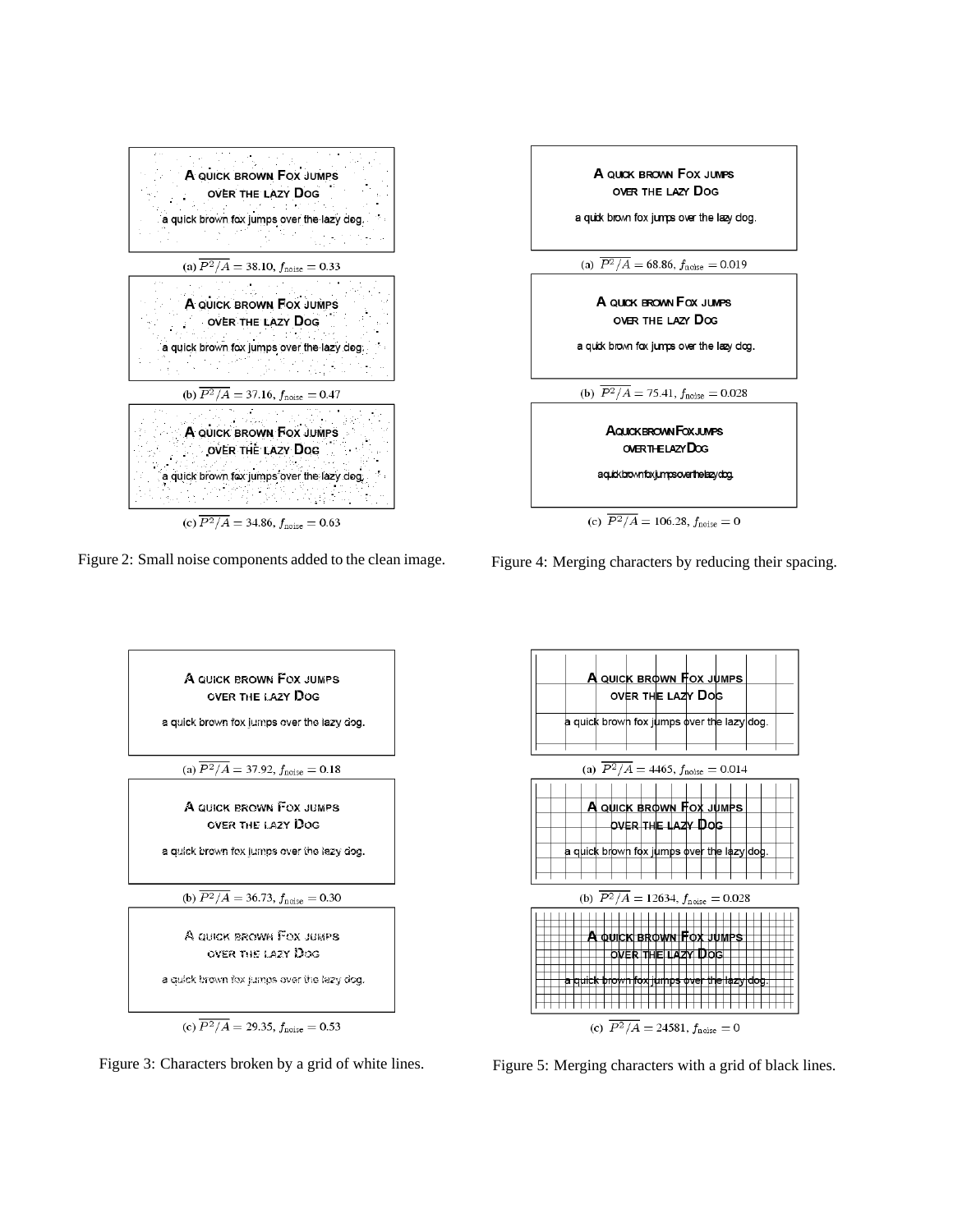A QUICK BROWN FOX JUMPS
OVER THE LAZY DOG

a quick brown fox jumps over the lazy dog.

(a) $\overline{P^2/A} = 38.10$, $f_{\text{noise}} = 0.33$

A QUICK BROWN FOX JUMPS
OVER THE LAZY DOG

a quick brown fox jumps over the lazy dog.

(b) $\overline{P^2/A} = 37.16$, $f_{\text{noise}} = 0.47$

A QUICK BROWN FOX JUMPS
OVER THE LAZY DOG

a quick brown fox jumps over the lazy dog.

(c) $\overline{P^2/A} = 34.86$, $f_{\text{noise}} = 0.63$

Figure 2: Small noise components added to the clean image.

A QUICK BROWN FOX JUMPS
OVER THE LAZY DOG

a quick brown fox jumps over the lazy dog.

(a) $\overline{P^2/A} = 68.86$, $f_{\text{noise}} = 0.019$

A QUICK BROWN FOX JUMPS
OVER THE LAZY DOG

a quick brown fox jumps over the lazy dog.

(b) $\overline{P^2/A} = 75.41$, $f_{\text{noise}} = 0.028$

AQUICKBROWNFOXJUMPS
OVERTHELAZYDOG

aquickbrownfoxjumpsoverthelazydog.

(c) $\overline{P^2/A} = 106.28$, $f_{\text{noise}} = 0$

Figure 4: Merging characters by reducing their spacing.

A QUICK BROWN FOX JUMPS
OVER THE LAZY DOG

a quick brown fox jumps over the lazy dog.

(a) $\overline{P^2/A} = 37.92$, $f_{\text{noise}} = 0.18$

A QUICK BROWN FOX JUMPS
OVER THE LAZY DOG

a quick brown fox jumps over the lazy dog.

(b) $\overline{P^2/A} = 36.73$, $f_{\text{noise}} = 0.30$

A QUICK BROWN FOX JUMPS
OVER THE LAZY DOG

a quick brown fox jumps over the lazy dog.

(c) $\overline{P^2/A} = 29.35$, $f_{\text{noise}} = 0.53$

Figure 3: Characters broken by a grid of white lines.

A QUICK BROWN FOX JUMPS
OVER THE LAZY DOG

a quick brown fox jumps over the lazy dog.

(a) $\overline{P^2/A} = 4465$, $f_{\text{noise}} = 0.014$

A QUICK BROWN FOX JUMPS
OVER THE LAZY DOG

a quick brown fox jumps over the lazy dog.

(b) $\overline{P^2/A} = 12634$, $f_{\text{noise}} = 0.028$

A QUICK BROWN FOX JUMPS
OVER THE LAZY DOG

a quick brown fox jumps over the lazy dog.

(c) $\overline{P^2/A} = 24581$, $f_{\text{noise}} = 0$

Figure 5: Merging characters with a grid of black lines.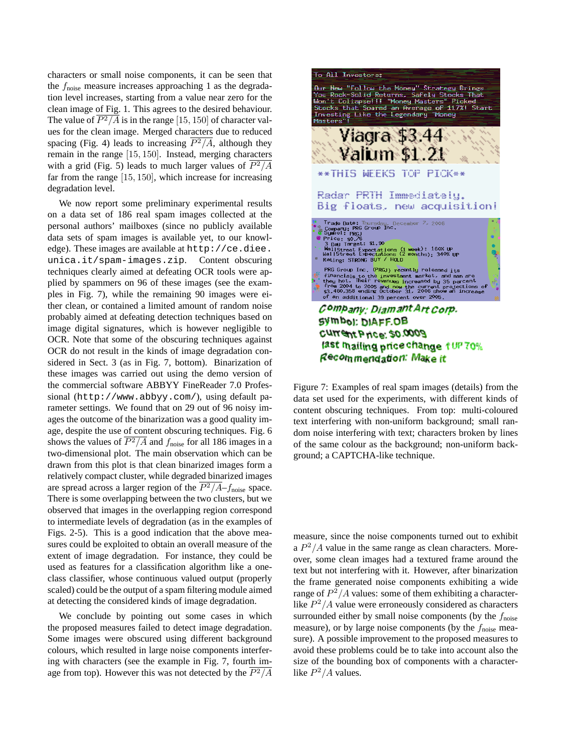characters or small noise components, it can be seen that the $f_{\text{noise}}$ measure increases approaching 1 as the degradation level increases, starting from a value near zero for the clean image of Fig. 1. This agrees to the desired behaviour. The value of $\overline{P^2/A}$ is in the range $[15, 150]$ of character values for the clean image. Merged characters due to reduced spacing (Fig. 4) leads to increasing $\overline{P^2/A}$, although they remain in the range $[15, 150]$. Instead, merging characters with a grid (Fig. 5) leads to much larger values of $\overline{P^2/A}$ far from the range $[15, 150]$, which increase for increasing degradation level.

We now report some preliminary experimental results on a data set of 186 real spam images collected at the personal authors' mailboxes (since no publicly available data sets of spam images is available yet, to our knowledge). These images are available at `http://ce.diee.unica.it/spam-images.zip`. Content obscuring techniques clearly aimed at defeating OCR tools were applied by spammers on 96 of these images (see the examples in Fig. 7), while the remaining 90 images were either clean, or contained a limited amount of random noise probably aimed at defeating detection techniques based on image digital signatures, which is however negligible to OCR. Note that some of the obscuring techniques against OCR do not result in the kinds of image degradation considered in Sect. 3 (as in Fig. 7, bottom). Binarization of these images was carried out using the demo version of the commercial software ABBYY FineReader 7.0 Professional (`http://www.abbyy.com/`), using default parameter settings. We found that on 29 out of 96 noisy images the outcome of the binarization was a good quality image, despite the use of content obscuring techniques. Fig. 6 shows the values of $\overline{P^2/A}$ and $f_{\text{noise}}$ for all 186 images in a two-dimensional plot. The main observation which can be drawn from this plot is that clean binarized images form a relatively compact cluster, while degraded binarized images are spread across a larger region of the $\overline{P^2/A}$–$f_{\text{noise}}$ space. There is some overlapping between the two clusters, but we observed that images in the overlapping region correspond to intermediate levels of degradation (as in the examples of Figs. 2-5). This is a good indication that the above measures could be exploited to obtain an overall measure of the extent of image degradation. For instance, they could be used as features for a classification algorithm like a one-class classifier, whose continuous valued output (properly scaled) could be the output of a spam filtering module aimed at detecting the considered kinds of image degradation.

We conclude by pointing out some cases in which the proposed measures failed to detect image degradation. Some images were obscured using different background colours, which resulted in large noise components interfering with characters (see the example in Fig. 7, fourth image from top). However this was not detected by the $\overline{P^2/A}$ measure, since the noise components turned out to exhibit a $P^2/A$ value in the same range as clean characters. Moreover, some clean images had a textured frame around the text but not interfering with it. However, after binarization the frame generated noise components exhibiting a wide range of $P^2/A$ values: some of them exhibiting a character-like $P^2/A$ value were erroneously considered as characters surrounded either by small noise components (by the $f_{\text{noise}}$ measure), or by large noise components (by the $f_{\text{noise}}$ measure). A possible improvement to the proposed measures to avoid these problems could be to take into account also the size of the bounding box of components with a character-like $P^2/A$ values.

Figure 7: Examples of real spam images (details) from the data set used for the experiments, with different kinds of content obscuring techniques. From top: multi-coloured text interfering with non-uniform background; small random noise interfering with text; characters broken by lines of the same colour as the background; non-uniform background; a CAPTCHA-like technique.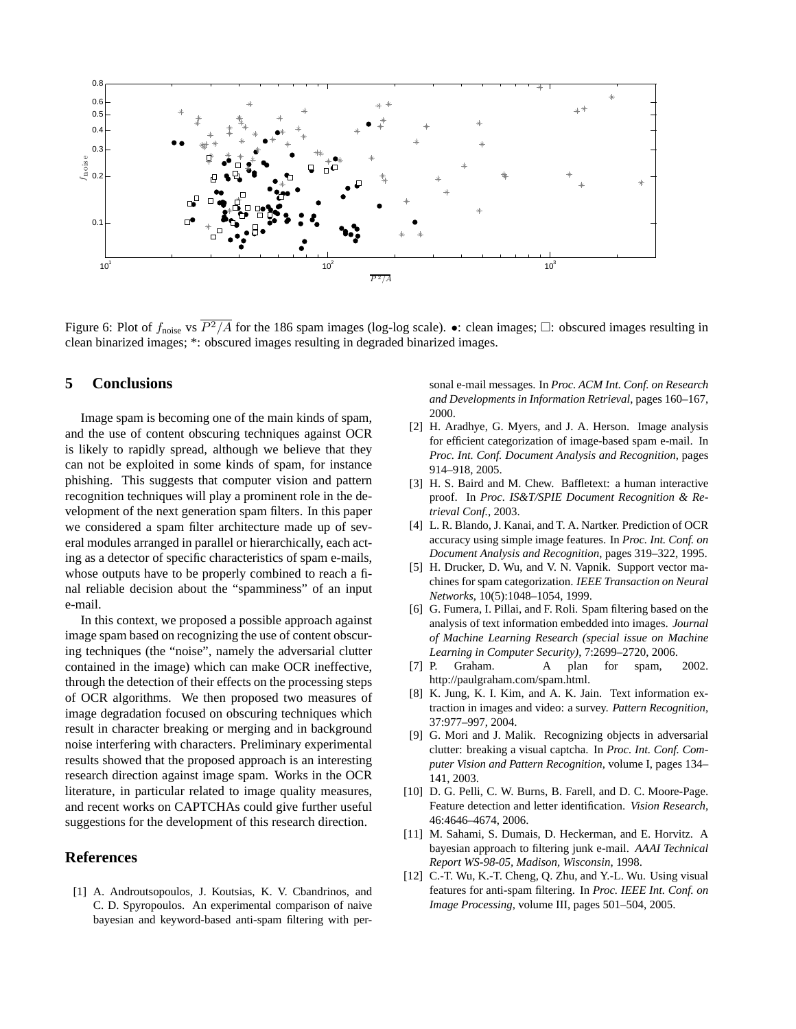0.8
0.6
0.5
0.4
0.3
0.2
0.1

$f_{\rm noise}$

$10^1$
$10^2$
$10^3$

$\overline{P^2/A}$

Figure 6: Plot of $f_{\rm noise}$ vs $\overline{P^2/A}$ for the 186 spam images (log-log scale). •: clean images; □: obscured images resulting in clean binarized images; *: obscured images resulting in degraded binarized images.

## 5 Conclusions

Image spam is becoming one of the main kinds of spam, and the use of content obscuring techniques against OCR is likely to rapidly spread, although we believe that they can not be exploited in some kinds of spam, for instance phishing. This suggests that computer vision and pattern recognition techniques will play a prominent role in the development of the next generation spam filters. In this paper we considered a spam filter architecture made up of several modules arranged in parallel or hierarchically, each acting as a detector of specific characteristics of spam e-mails, whose outputs have to be properly combined to reach a final reliable decision about the "spamminess" of an input e-mail.

In this context, we proposed a possible approach against image spam based on recognizing the use of content obscuring techniques (the "noise", namely the adversarial clutter contained in the image) which can make OCR ineffective, through the detection of their effects on the processing steps of OCR algorithms. We then proposed two measures of image degradation focused on obscuring techniques which result in character breaking or merging and in background noise interfering with characters. Preliminary experimental results showed that the proposed approach is an interesting research direction against image spam. Works in the OCR literature, in particular related to image quality measures, and recent works on CAPTCHAs could give further useful suggestions for the development of this research direction.

## References

[1] A. Androutsopoulos, J. Koutsias, K. V. Cbandrinos, and C. D. Spyropoulos. An experimental comparison of naive bayesian and keyword-based anti-spam filtering with personal e-mail messages. In *Proc. ACM Int. Conf. on Research and Developments in Information Retrieval*, pages 160–167, 2000.

[2] H. Aradhye, G. Myers, and J. A. Herson. Image analysis for efficient categorization of image-based spam e-mail. In *Proc. Int. Conf. Document Analysis and Recognition*, pages 914–918, 2005.

[3] H. S. Baird and M. Chew. Baffletext: a human interactive proof. In *Proc. IS&T/SPIE Document Recognition & Retrieval Conf.*, 2003.

[4] L. R. Blando, J. Kanai, and T. A. Nartker. Prediction of OCR accuracy using simple image features. In *Proc. Int. Conf. on Document Analysis and Recognition*, pages 319–322, 1995.

[5] H. Drucker, D. Wu, and V. N. Vapnik. Support vector machines for spam categorization. *IEEE Transaction on Neural Networks*, 10(5):1048–1054, 1999.

[6] G. Fumera, I. Pillai, and F. Roli. Spam filtering based on the analysis of text information embedded into images. *Journal of Machine Learning Research (special issue on Machine Learning in Computer Security)*, 7:2699–2720, 2006.

[7] P. Graham. A plan for spam, 2002. http://paulgraham.com/spam.html.

[8] K. Jung, K. I. Kim, and A. K. Jain. Text information extraction in images and video: a survey. *Pattern Recognition*, 37:977–997, 2004.

[9] G. Mori and J. Malik. Recognizing objects in adversarial clutter: breaking a visual captcha. In *Proc. Int. Conf. Computer Vision and Pattern Recognition*, volume I, pages 134–141, 2003.

[10] D. G. Pelli, C. W. Burns, B. Farell, and D. C. Moore-Page. Feature detection and letter identification. *Vision Research*, 46:4646–4674, 2006.

[11] M. Sahami, S. Dumais, D. Heckerman, and E. Horvitz. A bayesian approach to filtering junk e-mail. *AAAI Technical Report WS-98-05, Madison, Wisconsin*, 1998.

[12] C.-T. Wu, K.-T. Cheng, Q. Zhu, and Y.-L. Wu. Using visual features for anti-spam filtering. In *Proc. IEEE Int. Conf. on Image Processing*, volume III, pages 501–504, 2005.